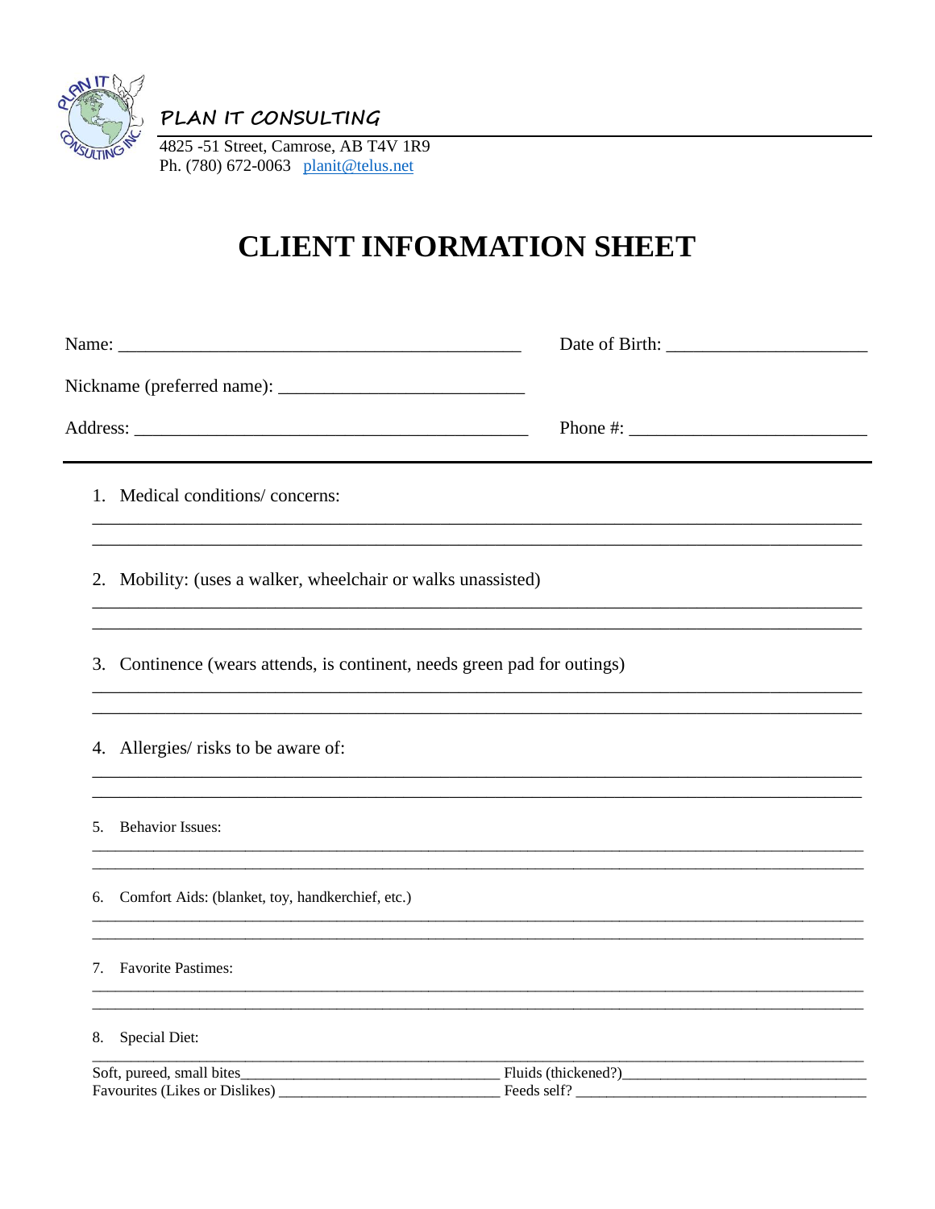**PLAN IT CONSULTING**

4825 -51 Street, Camrose, AB T4V 1R9
Ph. (780) 672-0063 planit@telus.net

# CLIENT INFORMATION SHEET

Name: ___________________________________________ Date of Birth: _____________________

Nickname (preferred name): ___________________________

Address: ___________________________________________ Phone #: _________________________

---

1. Medical conditions/ concerns:

_______________________________________________________________________________

_______________________________________________________________________________

2. Mobility: (uses a walker, wheelchair or walks unassisted)

_______________________________________________________________________________

_______________________________________________________________________________

3. Continence (wears attends, is continent, needs green pad for outings)

_______________________________________________________________________________

_______________________________________________________________________________

4. Allergies/ risks to be aware of:

_______________________________________________________________________________

_______________________________________________________________________________

5. Behavior Issues:

_______________________________________________________________________________

_______________________________________________________________________________

6. Comfort Aids: (blanket, toy, handkerchief, etc.)

_______________________________________________________________________________

_______________________________________________________________________________

7. Favorite Pastimes:

_______________________________________________________________________________

_______________________________________________________________________________

8. Special Diet:

_______________________________________________________________________________

Soft, pureed, small bites_________________________________ Fluids (thickened?)_______________________________

Favourites (Likes or Dislikes) ____________________________ Feeds self? _____________________________________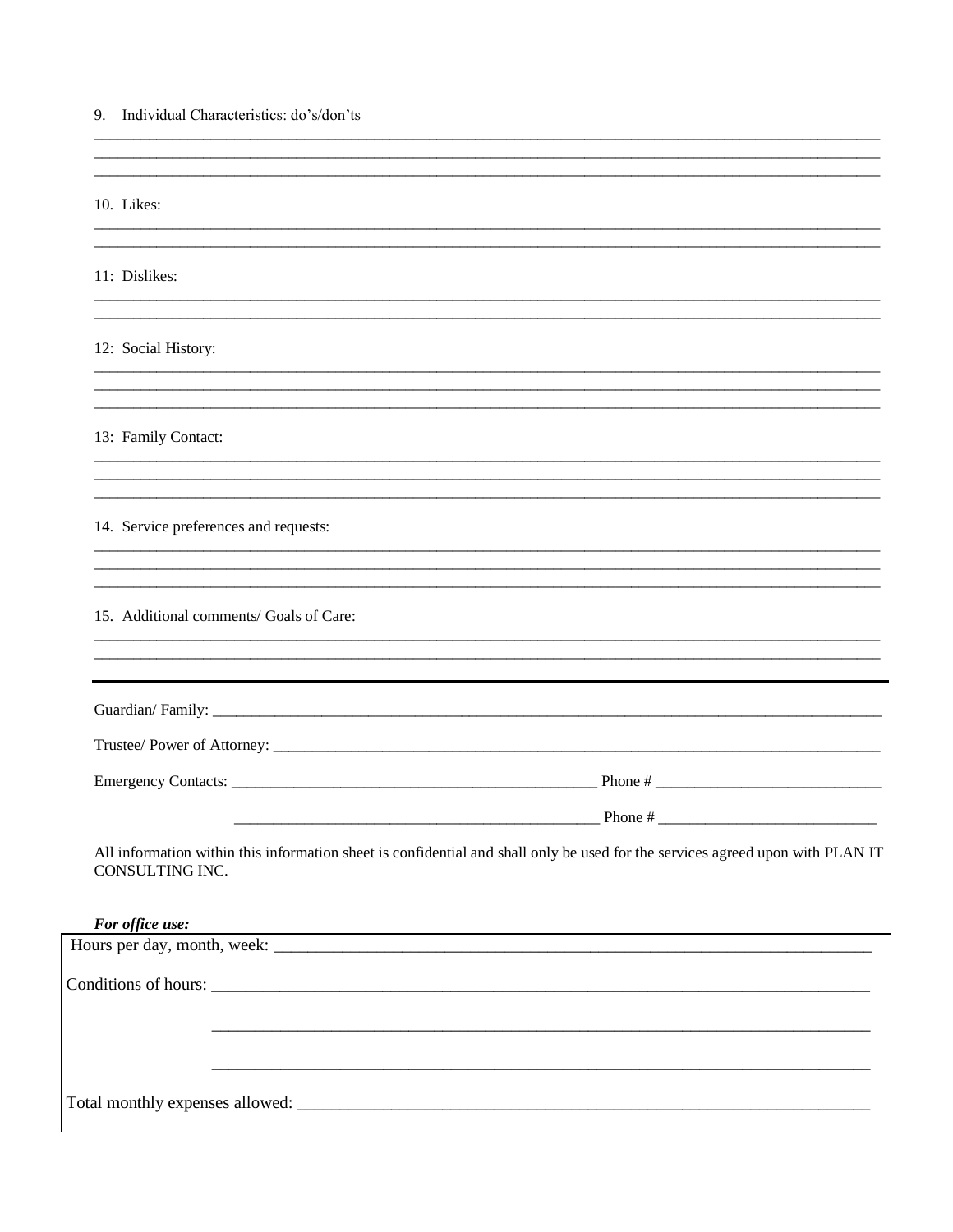9. Individual Characteristics: do's/don'ts

___

___

___

10. Likes:

___

___

11: Dislikes:

___

___

12: Social History:

___

___

___

13: Family Contact:

___

___

___

14. Service preferences and requests:

___

___

___

15. Additional comments/ Goals of Care:

___

___

---

Guardian/ Family: ___

Trustee/ Power of Attorney: ___

Emergency Contacts: ___ Phone # ___

___ Phone # ___

All information within this information sheet is confidential and shall only be used for the services agreed upon with PLAN IT CONSULTING INC.

***For office use:***

Hours per day, month, week: ___

Conditions of hours: ___

___

___

Total monthly expenses allowed: ___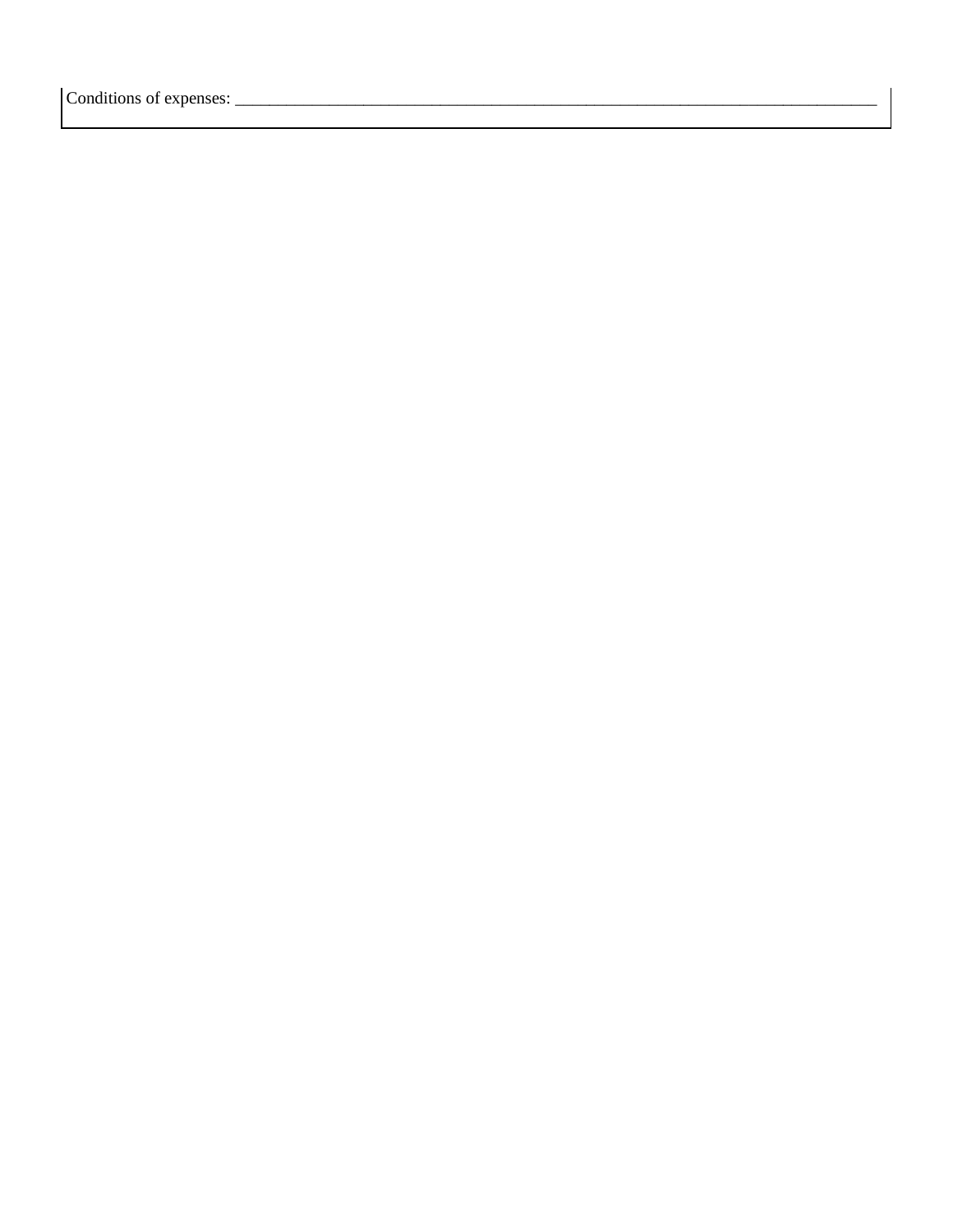Conditions of expenses: ___________________________________________________________________________